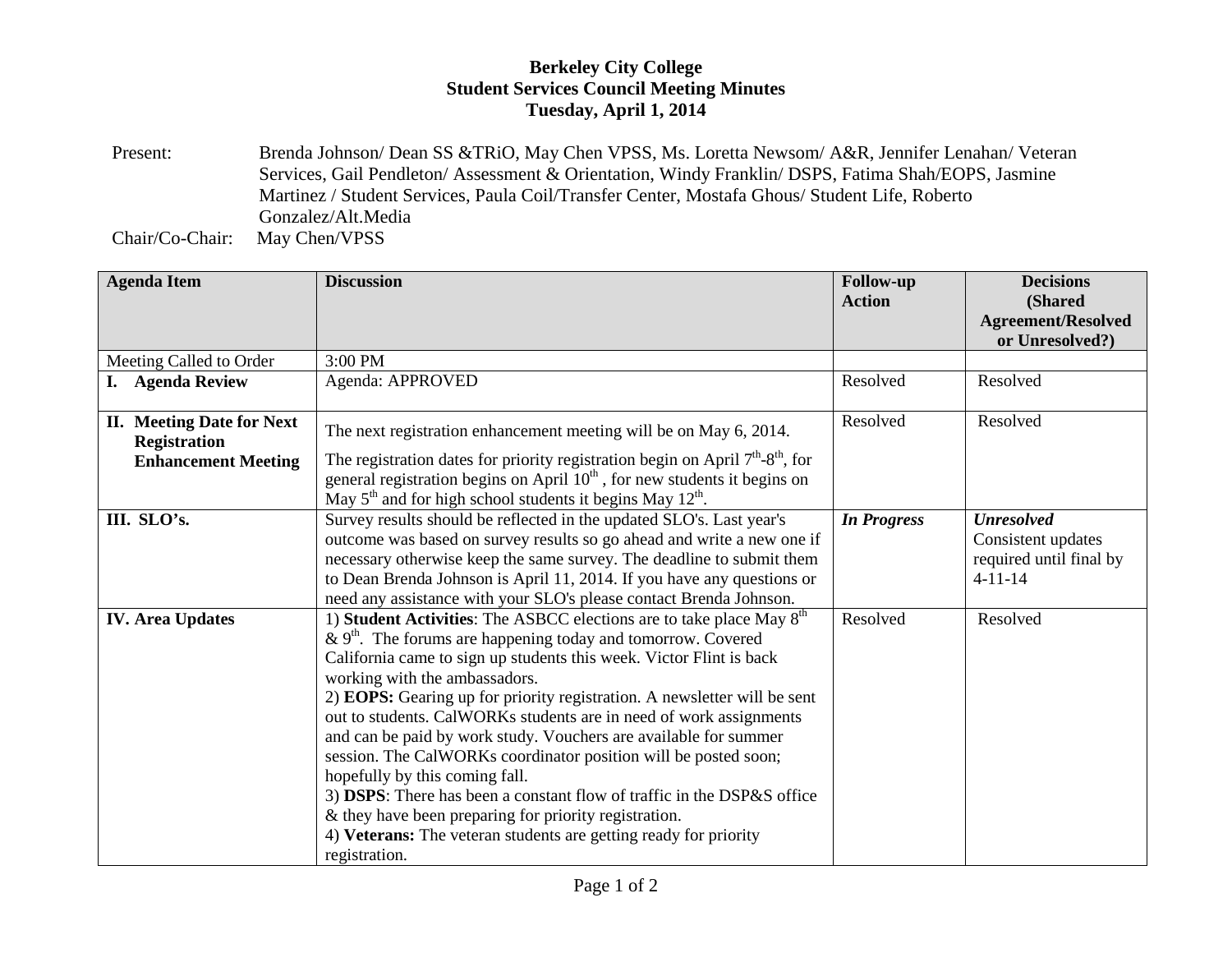# Berkeley City College
## Student Services Council Meeting Minutes
### Tuesday, April 1, 2014

Present: Brenda Johnson/ Dean SS &TRiO, May Chen VPSS, Ms. Loretta Newsom/ A&R, Jennifer Lenahan/ Veteran Services, Gail Pendleton/ Assessment & Orientation, Windy Franklin/ DSPS, Fatima Shah/EOPS, Jasmine Martinez / Student Services, Paula Coil/Transfer Center, Mostafa Ghous/ Student Life, Roberto Gonzalez/Alt.Media

Chair/Co-Chair: May Chen/VPSS

| Agenda Item | Discussion | Follow-up Action | Decisions (Shared Agreement/Resolved or Unresolved?) |
|---|---|---|---|
| Meeting Called to Order | 3:00 PM | | |
| **I. Agenda Review** | Agenda: APPROVED | Resolved | Resolved |
| **II. Meeting Date for Next Registration Enhancement Meeting** | The next registration enhancement meeting will be on May 6, 2014.<br>The registration dates for priority registration begin on April 7th-8th, for general registration begins on April 10th , for new students it begins on May 5th and for high school students it begins May 12th. | Resolved | Resolved |
| **III. SLO's.** | Survey results should be reflected in the updated SLO's. Last year's outcome was based on survey results so go ahead and write a new one if necessary otherwise keep the same survey. The deadline to submit them to Dean Brenda Johnson is April 11, 2014. If you have any questions or need any assistance with your SLO's please contact Brenda Johnson. | ***In Progress*** | ***Unresolved***<br>Consistent updates required until final by 4-11-14 |
| **IV. Area Updates** | 1) **Student Activities**: The ASBCC elections are to take place May 8th & 9th. The forums are happening today and tomorrow. Covered California came to sign up students this week. Victor Flint is back working with the ambassadors.<br>2) **EOPS:** Gearing up for priority registration. A newsletter will be sent out to students. CalWORKs students are in need of work assignments and can be paid by work study. Vouchers are available for summer session. The CalWORKs coordinator position will be posted soon; hopefully by this coming fall.<br>3) **DSPS**: There has been a constant flow of traffic in the DSP&S office & they have been preparing for priority registration.<br>4) **Veterans:** The veteran students are getting ready for priority registration. | Resolved | Resolved |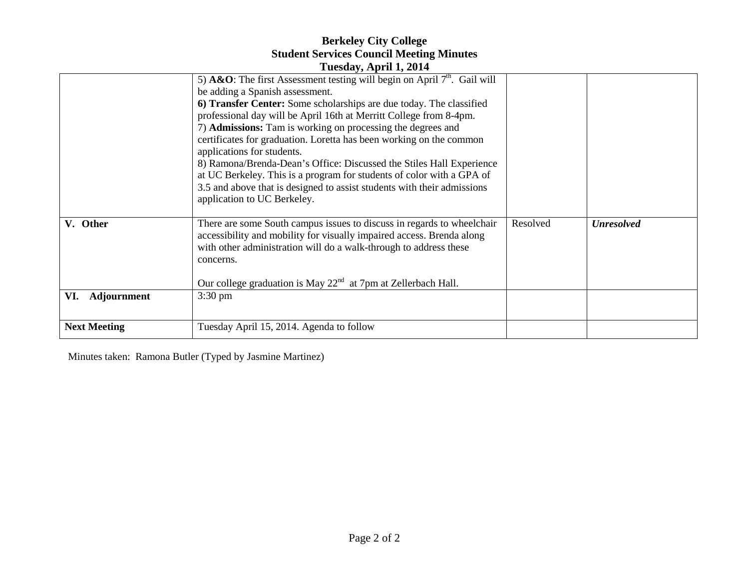**Berkeley City College**
**Student Services Council Meeting Minutes**
**Tuesday, April 1, 2014**

| | | | |
|---|---|---|---|
| | 5) **A&O**: The first Assessment testing will begin on April 7th. Gail will be adding a Spanish assessment.<br>**6) Transfer Center:** Some scholarships are due today. The classified professional day will be April 16th at Merritt College from 8-4pm.<br>7) **Admissions:** Tam is working on processing the degrees and certificates for graduation. Loretta has been working on the common applications for students.<br>8) Ramona/Brenda-Dean's Office: Discussed the Stiles Hall Experience at UC Berkeley. This is a program for students of color with a GPA of 3.5 and above that is designed to assist students with their admissions application to UC Berkeley. | | |
| **V. Other** | There are some South campus issues to discuss in regards to wheelchair accessibility and mobility for visually impaired access. Brenda along with other administration will do a walk-through to address these concerns.<br><br>Our college graduation is May 22nd at 7pm at Zellerbach Hall. | Resolved | ***Unresolved*** |
| **VI. Adjournment** | 3:30 pm | | |
| **Next Meeting** | Tuesday April 15, 2014. Agenda to follow | | |

Minutes taken: Ramona Butler (Typed by Jasmine Martinez)